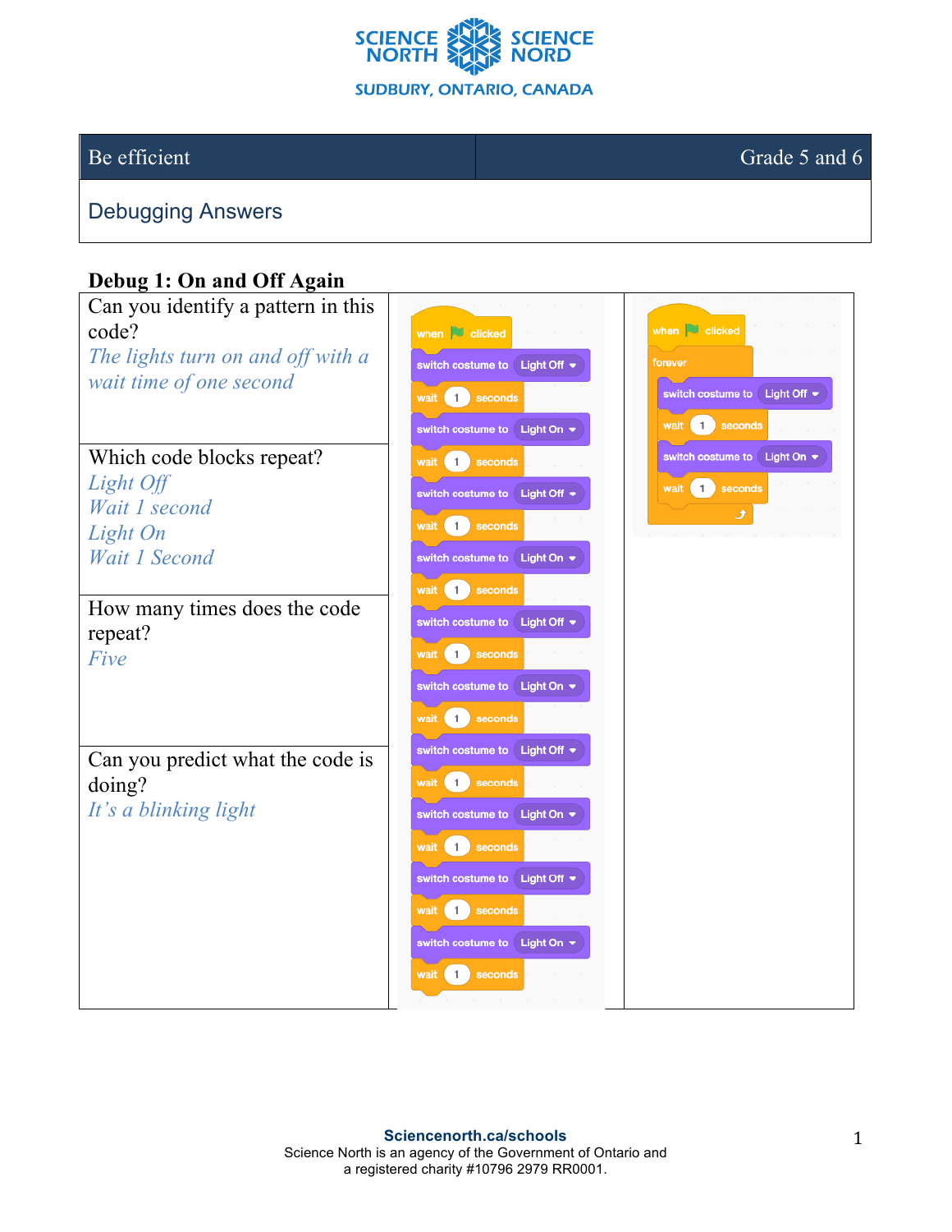SCIENCE NORTH SCIENCE NORD
SUDBURY, ONTARIO, CANADA

| Be efficient | Grade 5 and 6 |
|---|---|

## Debugging Answers

### Debug 1: On and Off Again

Can you identify a pattern in this code?
*The lights turn on and off with a wait time of one second*

Which code blocks repeat?
*Light Off*
*Wait 1 second*
*Light On*
*Wait 1 Second*

How many times does the code repeat?
*Five*

Can you predict what the code is doing?
*It's a blinking light*

```
when [green flag] clicked
switch costume to Light Off
wait 1 seconds
switch costume to Light On
wait 1 seconds
switch costume to Light Off
wait 1 seconds
switch costume to Light On
wait 1 seconds
switch costume to Light Off
wait 1 seconds
switch costume to Light On
wait 1 seconds
switch costume to Light Off
wait 1 seconds
switch costume to Light On
wait 1 seconds
switch costume to Light Off
wait 1 seconds
switch costume to Light On
wait 1 seconds
```

```
when [green flag] clicked
forever
    switch costume to Light Off
    wait 1 seconds
    switch costume to Light On
    wait 1 seconds
```

**Sciencenorth.ca/schools**
Science North is an agency of the Government of Ontario and a registered charity #10796 2979 RR0001.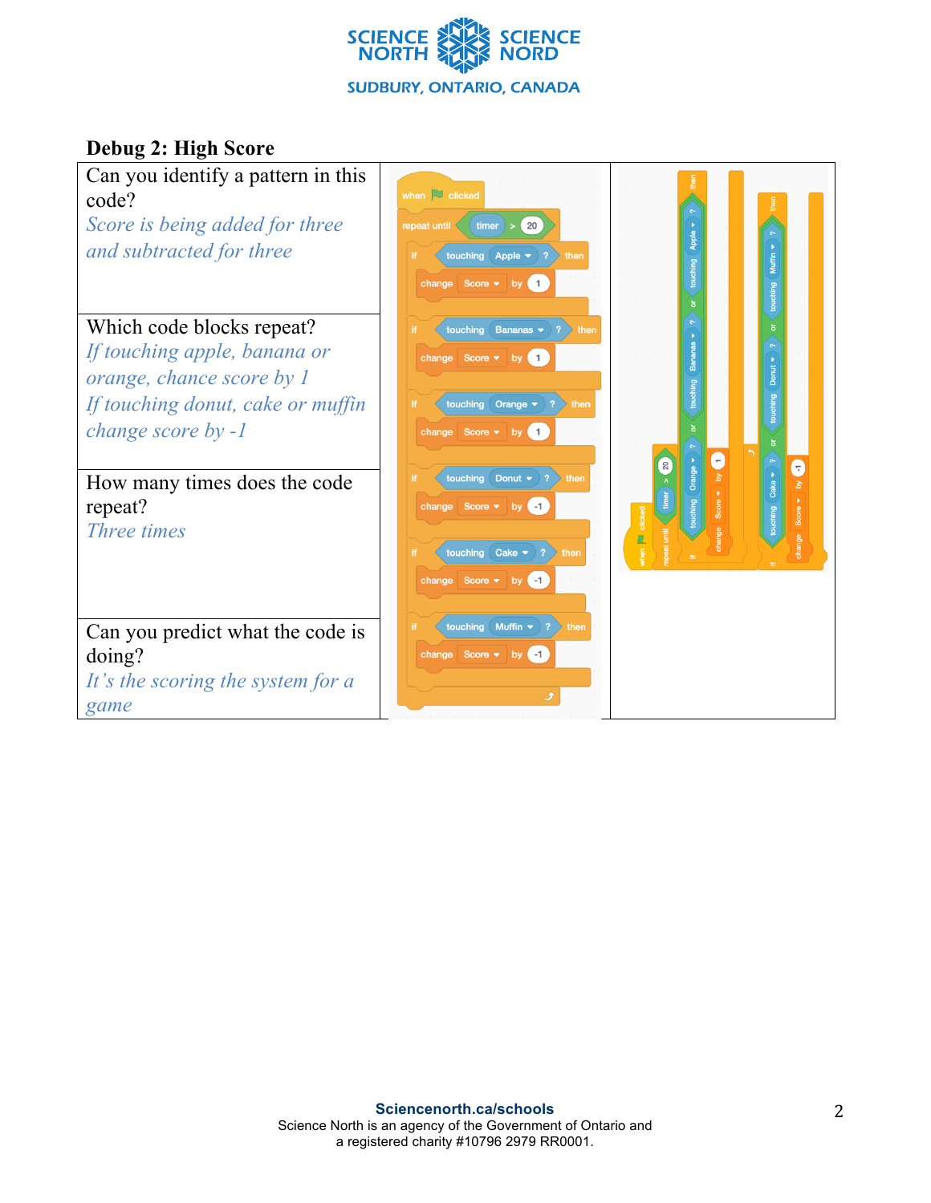## Debug 2: High Score

| | | |
|---|---|---|
| Can you identify a pattern in this code?<br>*Score is being added for three and subtracted for three* | | |
| Which code blocks repeat?<br>*If touching apple, banana or orange, chance score by 1*<br>*If touching donut, cake or muffin change score by -1* | | |
| How many times does the code repeat?<br>*Three times* | | |
| Can you predict what the code is doing?<br>*It's the scoring the system for a game* | | |

```
when [flag] clicked
repeat until <(timer) > (20)>
  if <touching (Apple ▾) ?> then
    change [Score ▾] by (1)
  end
  if <touching (Bananas ▾) ?> then
    change [Score ▾] by (1)
  end
  if <touching (Orange ▾) ?> then
    change [Score ▾] by (1)
  end
  if <touching (Donut ▾) ?> then
    change [Score ▾] by (-1)
  end
  if <touching (Cake ▾) ?> then
    change [Score ▾] by (-1)
  end
  if <touching (Muffin ▾) ?> then
    change [Score ▾] by (-1)
  end
end
```

```
when [flag] clicked
repeat until <(timer) > (20)>
  if <<touching (Apple ▾) ?> or <<touching (Bananas ▾) ?> or <touching (Orange ▾) ?>>> then
    change [Score ▾] by (1)
  end
  if <<touching (Muffin ▾) ?> or <<touching (Donut ▾) ?> or <touching (Cake ▾) ?>>> then
    change [Score ▾] by (-1)
  end
end
```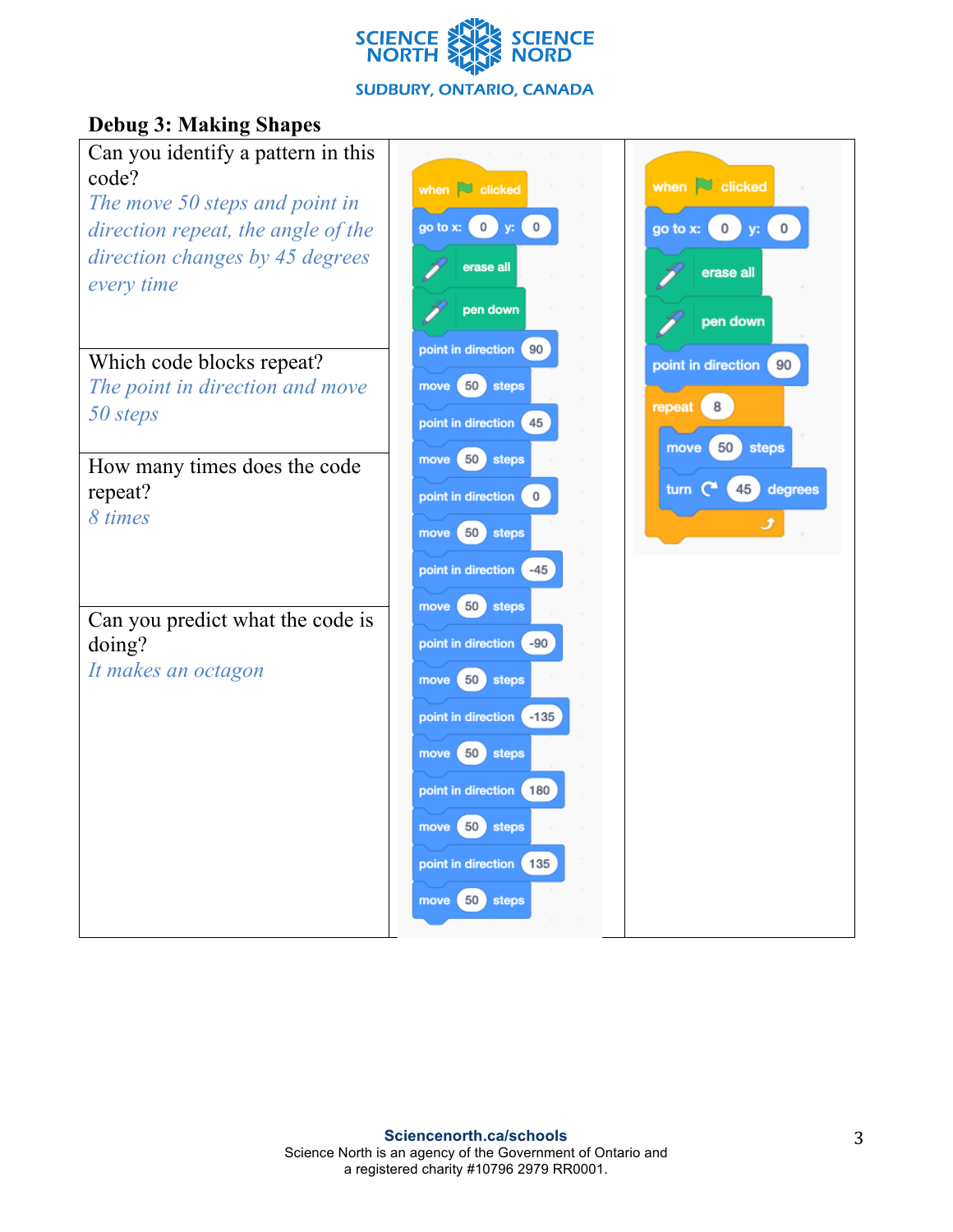SCIENCE NORTH SCIENCE NORD

SUDBURY, ONTARIO, CANADA

### Debug 3: Making Shapes

| | | |
|---|---|---|
| Can you identify a pattern in this code?<br>*The move 50 steps and point in direction repeat, the angle of the direction changes by 45 degrees every time* | when 🏴 clicked<br>go to x: 0 y: 0<br>erase all<br>pen down<br>point in direction 90<br>move 50 steps<br>point in direction 45<br>move 50 steps<br>point in direction 0<br>move 50 steps<br>point in direction -45<br>move 50 steps<br>point in direction -90<br>move 50 steps<br>point in direction -135<br>move 50 steps<br>point in direction 180<br>move 50 steps<br>point in direction 135<br>move 50 steps | when 🏴 clicked<br>go to x: 0 y: 0<br>erase all<br>pen down<br>point in direction 90<br>repeat 8<br>move 50 steps<br>turn ↻ 45 degrees |
| Which code blocks repeat?<br>*The point in direction and move 50 steps* | | |
| How many times does the code repeat?<br>*8 times* | | |
| Can you predict what the code is doing?<br>*It makes an octagon* | | |

**Sciencenorth.ca/schools**
Science North is an agency of the Government of Ontario and a registered charity #10796 2979 RR0001.